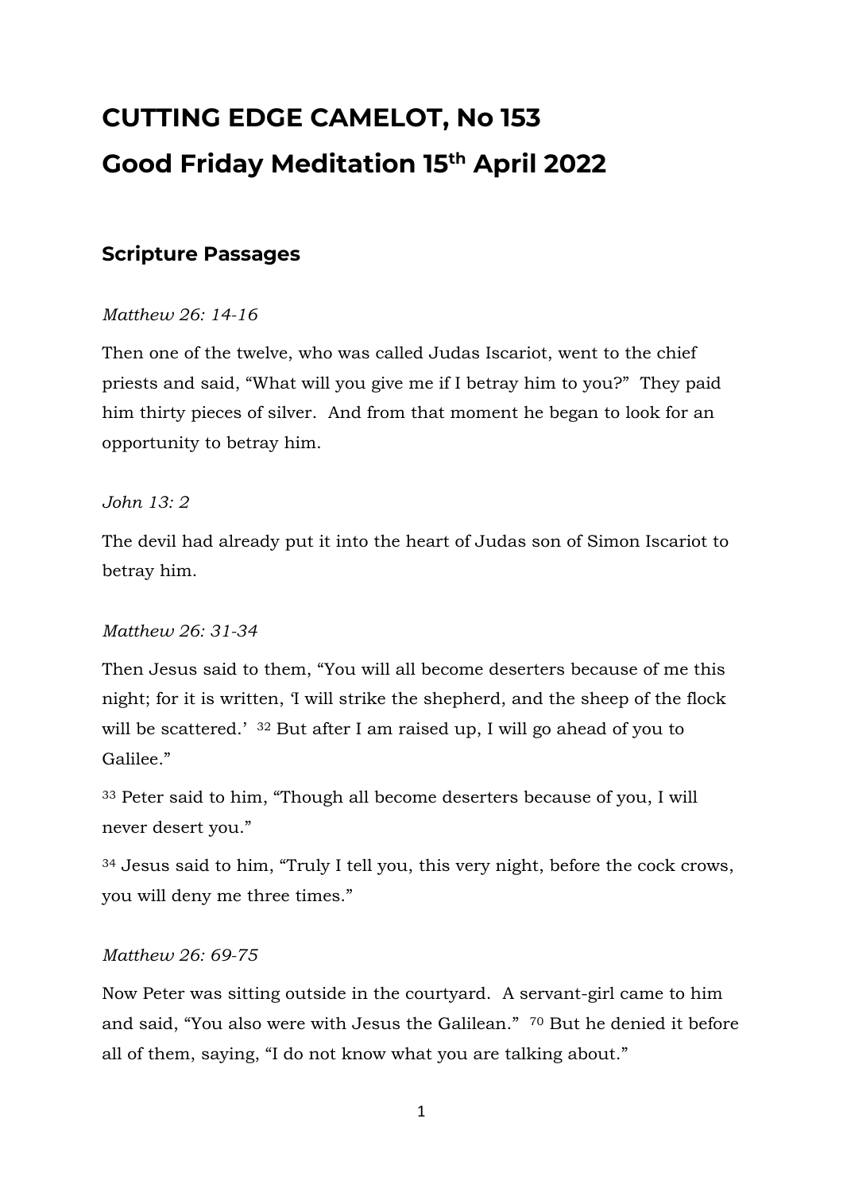# CUTTING EDGE CAMELOT, No 153

# Good Friday Meditation 15th April 2022

## Scripture Passages

*Matthew 26: 14-16*

Then one of the twelve, who was called Judas Iscariot, went to the chief priests and said, "What will you give me if I betray him to you?" They paid him thirty pieces of silver. And from that moment he began to look for an opportunity to betray him.

*John 13: 2*

The devil had already put it into the heart of Judas son of Simon Iscariot to betray him.

*Matthew 26: 31-34*

Then Jesus said to them, "You will all become deserters because of me this night; for it is written, 'I will strike the shepherd, and the sheep of the flock will be scattered.' 32 But after I am raised up, I will go ahead of you to Galilee."

33 Peter said to him, "Though all become deserters because of you, I will never desert you."

34 Jesus said to him, "Truly I tell you, this very night, before the cock crows, you will deny me three times."

*Matthew 26: 69-75*

Now Peter was sitting outside in the courtyard. A servant-girl came to him and said, "You also were with Jesus the Galilean." 70 But he denied it before all of them, saying, "I do not know what you are talking about."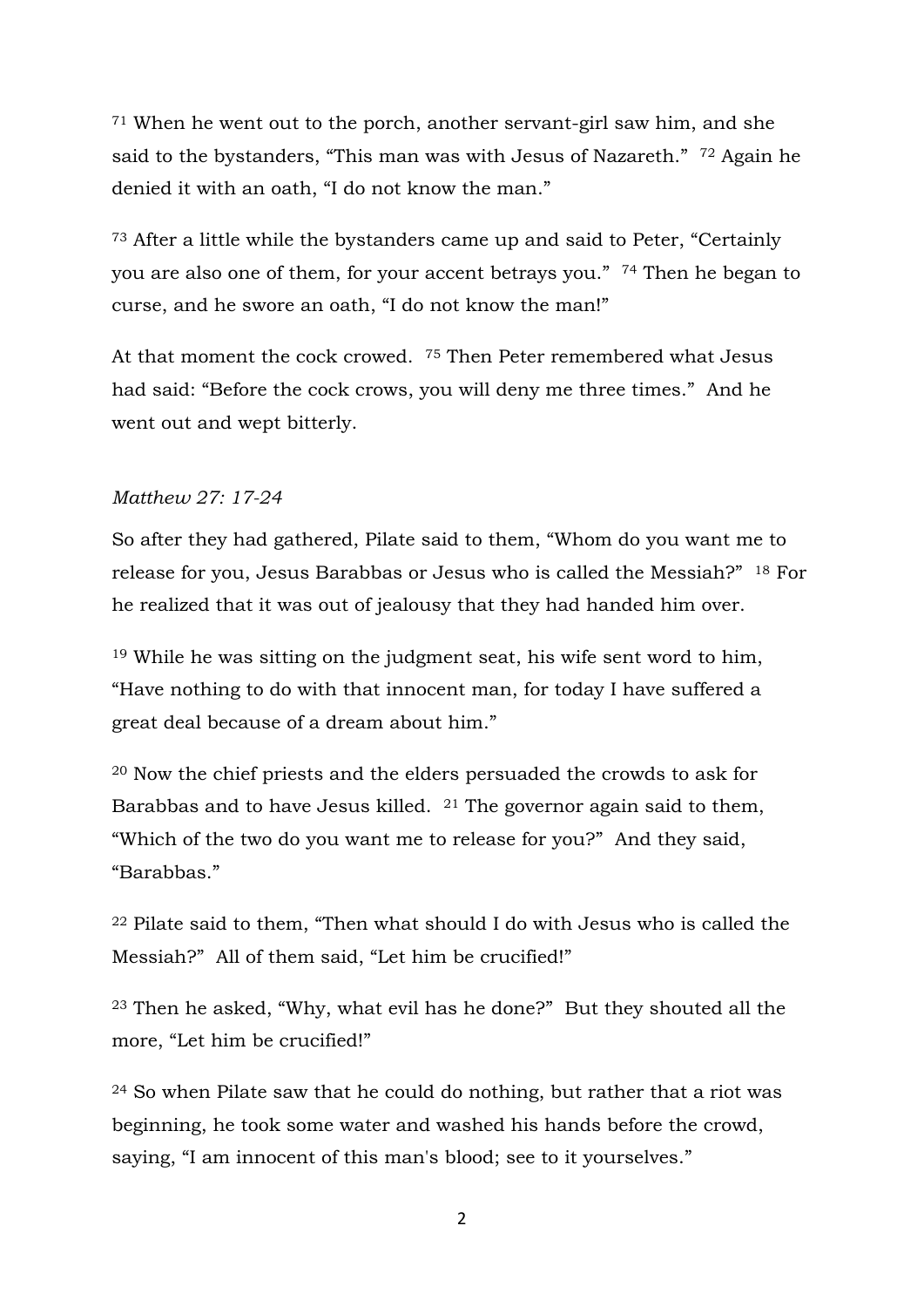71 When he went out to the porch, another servant-girl saw him, and she said to the bystanders, "This man was with Jesus of Nazareth." 72 Again he denied it with an oath, "I do not know the man."

73 After a little while the bystanders came up and said to Peter, "Certainly you are also one of them, for your accent betrays you." 74 Then he began to curse, and he swore an oath, "I do not know the man!"

At that moment the cock crowed. 75 Then Peter remembered what Jesus had said: "Before the cock crows, you will deny me three times." And he went out and wept bitterly.

*Matthew 27: 17-24*

So after they had gathered, Pilate said to them, "Whom do you want me to release for you, Jesus Barabbas or Jesus who is called the Messiah?" 18 For he realized that it was out of jealousy that they had handed him over.

19 While he was sitting on the judgment seat, his wife sent word to him, "Have nothing to do with that innocent man, for today I have suffered a great deal because of a dream about him."

20 Now the chief priests and the elders persuaded the crowds to ask for Barabbas and to have Jesus killed. 21 The governor again said to them, "Which of the two do you want me to release for you?" And they said, "Barabbas."

22 Pilate said to them, "Then what should I do with Jesus who is called the Messiah?" All of them said, "Let him be crucified!"

23 Then he asked, "Why, what evil has he done?" But they shouted all the more, "Let him be crucified!"

24 So when Pilate saw that he could do nothing, but rather that a riot was beginning, he took some water and washed his hands before the crowd, saying, "I am innocent of this man's blood; see to it yourselves."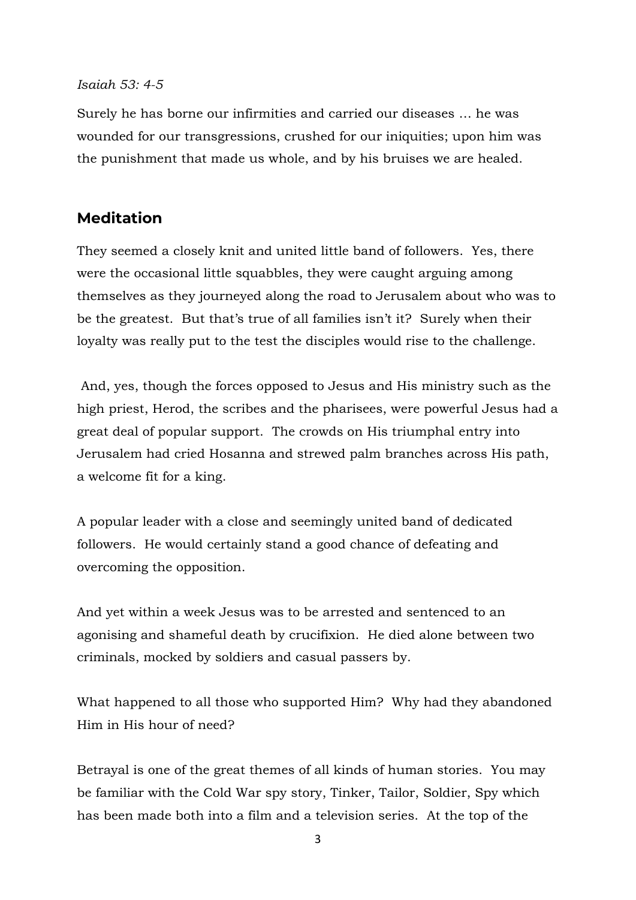*Isaiah 53: 4-5*

Surely he has borne our infirmities and carried our diseases … he was wounded for our transgressions, crushed for our iniquities; upon him was the punishment that made us whole, and by his bruises we are healed.

## Meditation

They seemed a closely knit and united little band of followers. Yes, there were the occasional little squabbles, they were caught arguing among themselves as they journeyed along the road to Jerusalem about who was to be the greatest. But that's true of all families isn't it? Surely when their loyalty was really put to the test the disciples would rise to the challenge.

And, yes, though the forces opposed to Jesus and His ministry such as the high priest, Herod, the scribes and the pharisees, were powerful Jesus had a great deal of popular support. The crowds on His triumphal entry into Jerusalem had cried Hosanna and strewed palm branches across His path, a welcome fit for a king.

A popular leader with a close and seemingly united band of dedicated followers. He would certainly stand a good chance of defeating and overcoming the opposition.

And yet within a week Jesus was to be arrested and sentenced to an agonising and shameful death by crucifixion. He died alone between two criminals, mocked by soldiers and casual passers by.

What happened to all those who supported Him? Why had they abandoned Him in His hour of need?

Betrayal is one of the great themes of all kinds of human stories. You may be familiar with the Cold War spy story, Tinker, Tailor, Soldier, Spy which has been made both into a film and a television series. At the top of the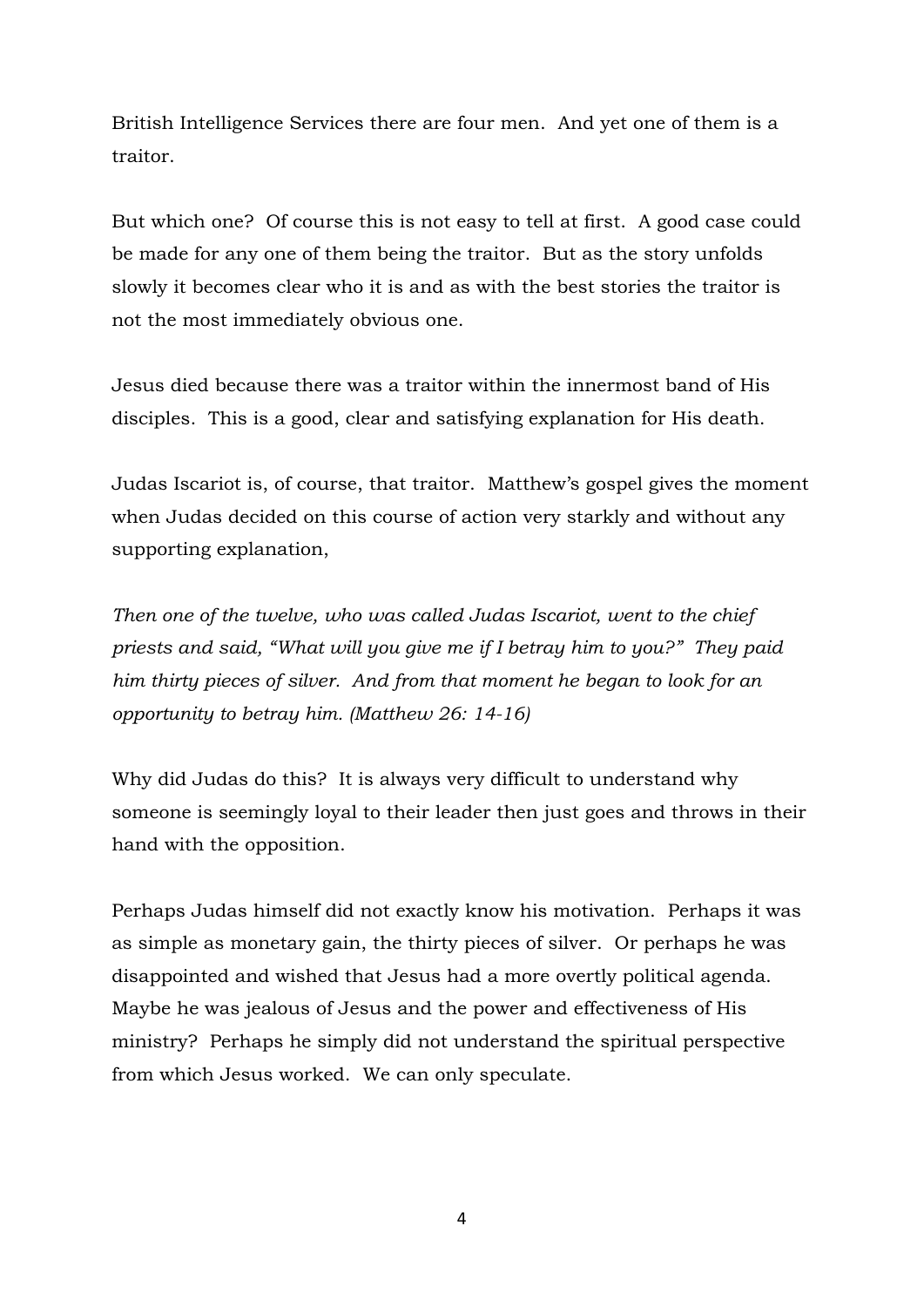British Intelligence Services there are four men. And yet one of them is a traitor.

But which one? Of course this is not easy to tell at first. A good case could be made for any one of them being the traitor. But as the story unfolds slowly it becomes clear who it is and as with the best stories the traitor is not the most immediately obvious one.

Jesus died because there was a traitor within the innermost band of His disciples. This is a good, clear and satisfying explanation for His death.

Judas Iscariot is, of course, that traitor. Matthew's gospel gives the moment when Judas decided on this course of action very starkly and without any supporting explanation,

*Then one of the twelve, who was called Judas Iscariot, went to the chief priests and said, "What will you give me if I betray him to you?" They paid him thirty pieces of silver. And from that moment he began to look for an opportunity to betray him. (Matthew 26: 14-16)*

Why did Judas do this? It is always very difficult to understand why someone is seemingly loyal to their leader then just goes and throws in their hand with the opposition.

Perhaps Judas himself did not exactly know his motivation. Perhaps it was as simple as monetary gain, the thirty pieces of silver. Or perhaps he was disappointed and wished that Jesus had a more overtly political agenda. Maybe he was jealous of Jesus and the power and effectiveness of His ministry? Perhaps he simply did not understand the spiritual perspective from which Jesus worked. We can only speculate.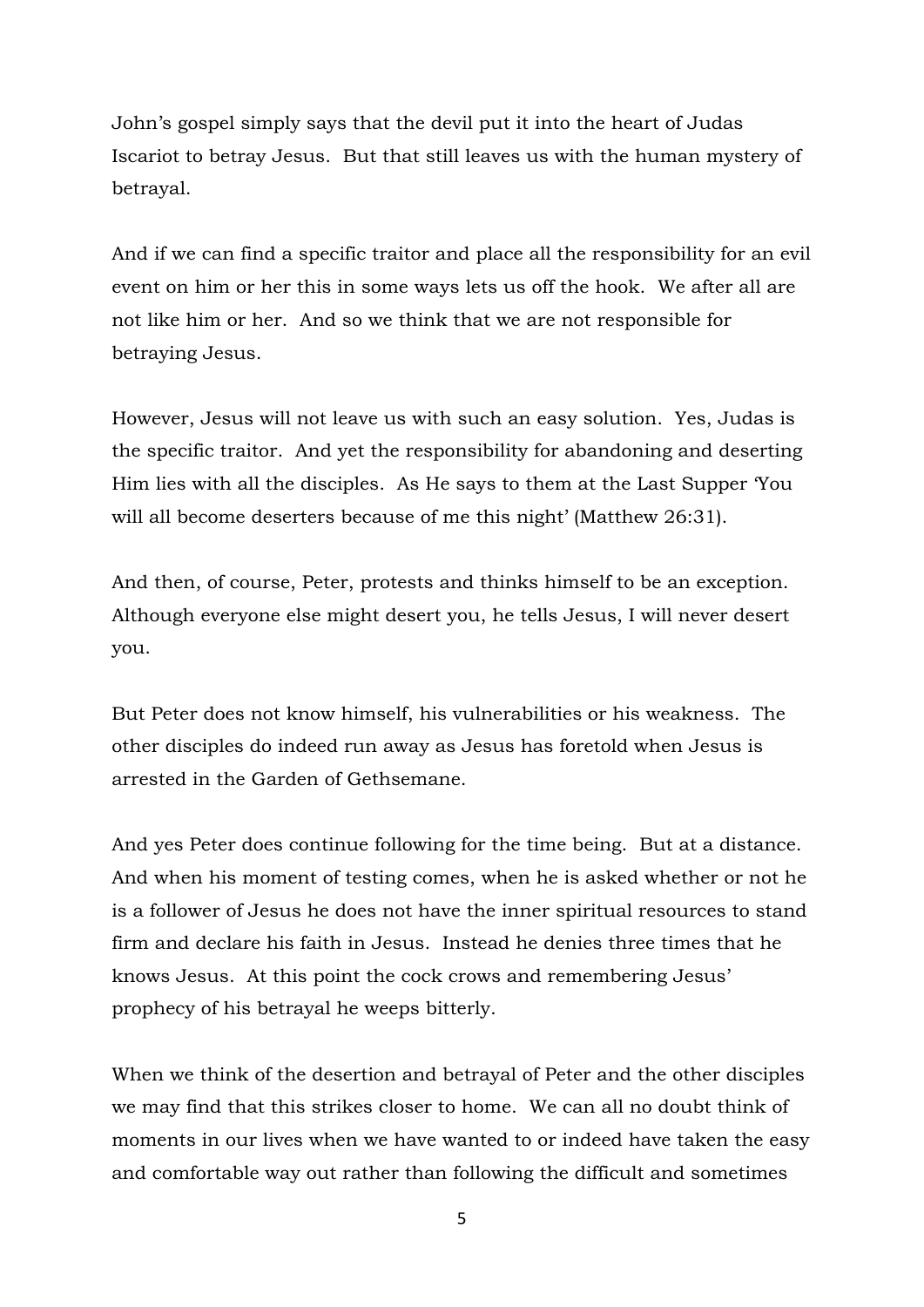John's gospel simply says that the devil put it into the heart of Judas Iscariot to betray Jesus. But that still leaves us with the human mystery of betrayal.

And if we can find a specific traitor and place all the responsibility for an evil event on him or her this in some ways lets us off the hook. We after all are not like him or her. And so we think that we are not responsible for betraying Jesus.

However, Jesus will not leave us with such an easy solution. Yes, Judas is the specific traitor. And yet the responsibility for abandoning and deserting Him lies with all the disciples. As He says to them at the Last Supper 'You will all become deserters because of me this night' (Matthew 26:31).

And then, of course, Peter, protests and thinks himself to be an exception. Although everyone else might desert you, he tells Jesus, I will never desert you.

But Peter does not know himself, his vulnerabilities or his weakness. The other disciples do indeed run away as Jesus has foretold when Jesus is arrested in the Garden of Gethsemane.

And yes Peter does continue following for the time being. But at a distance. And when his moment of testing comes, when he is asked whether or not he is a follower of Jesus he does not have the inner spiritual resources to stand firm and declare his faith in Jesus. Instead he denies three times that he knows Jesus. At this point the cock crows and remembering Jesus' prophecy of his betrayal he weeps bitterly.

When we think of the desertion and betrayal of Peter and the other disciples we may find that this strikes closer to home. We can all no doubt think of moments in our lives when we have wanted to or indeed have taken the easy and comfortable way out rather than following the difficult and sometimes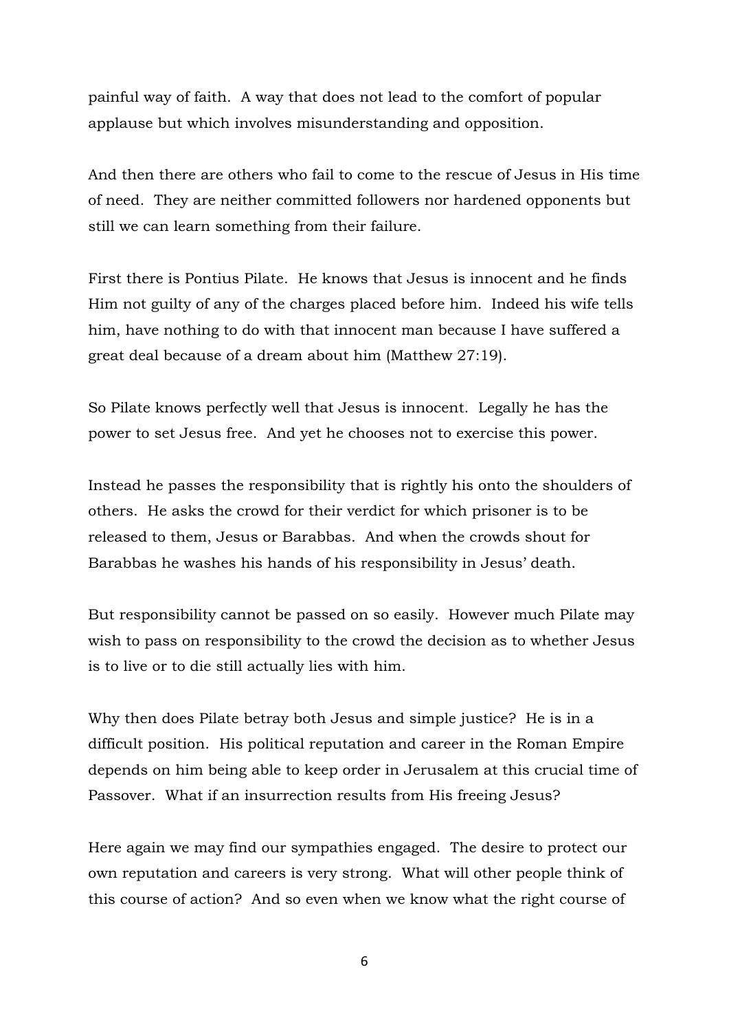painful way of faith. A way that does not lead to the comfort of popular applause but which involves misunderstanding and opposition.

And then there are others who fail to come to the rescue of Jesus in His time of need. They are neither committed followers nor hardened opponents but still we can learn something from their failure.

First there is Pontius Pilate. He knows that Jesus is innocent and he finds Him not guilty of any of the charges placed before him. Indeed his wife tells him, have nothing to do with that innocent man because I have suffered a great deal because of a dream about him (Matthew 27:19).

So Pilate knows perfectly well that Jesus is innocent. Legally he has the power to set Jesus free. And yet he chooses not to exercise this power.

Instead he passes the responsibility that is rightly his onto the shoulders of others. He asks the crowd for their verdict for which prisoner is to be released to them, Jesus or Barabbas. And when the crowds shout for Barabbas he washes his hands of his responsibility in Jesus' death.

But responsibility cannot be passed on so easily. However much Pilate may wish to pass on responsibility to the crowd the decision as to whether Jesus is to live or to die still actually lies with him.

Why then does Pilate betray both Jesus and simple justice? He is in a difficult position. His political reputation and career in the Roman Empire depends on him being able to keep order in Jerusalem at this crucial time of Passover. What if an insurrection results from His freeing Jesus?

Here again we may find our sympathies engaged. The desire to protect our own reputation and careers is very strong. What will other people think of this course of action? And so even when we know what the right course of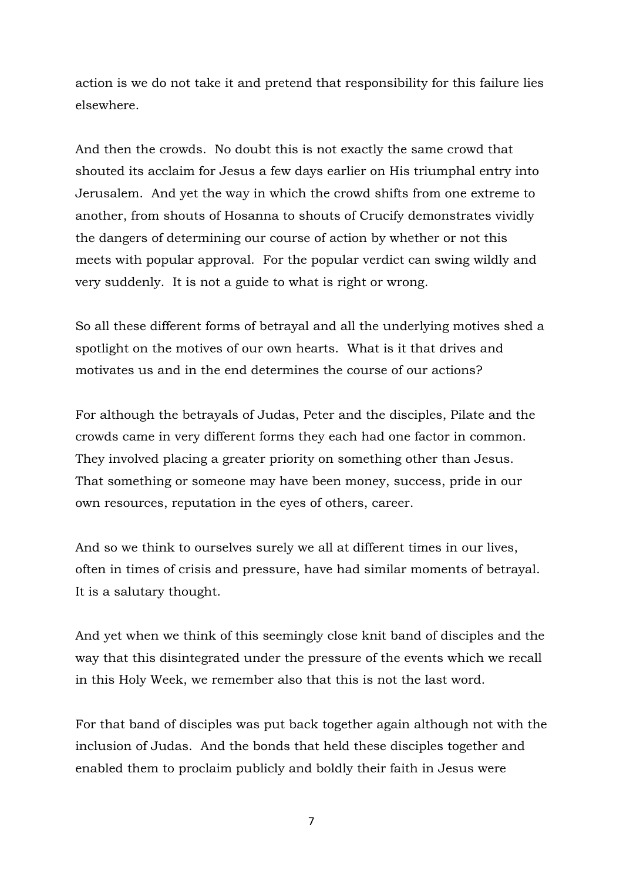action is we do not take it and pretend that responsibility for this failure lies elsewhere.

And then the crowds. No doubt this is not exactly the same crowd that shouted its acclaim for Jesus a few days earlier on His triumphal entry into Jerusalem. And yet the way in which the crowd shifts from one extreme to another, from shouts of Hosanna to shouts of Crucify demonstrates vividly the dangers of determining our course of action by whether or not this meets with popular approval. For the popular verdict can swing wildly and very suddenly. It is not a guide to what is right or wrong.

So all these different forms of betrayal and all the underlying motives shed a spotlight on the motives of our own hearts. What is it that drives and motivates us and in the end determines the course of our actions?

For although the betrayals of Judas, Peter and the disciples, Pilate and the crowds came in very different forms they each had one factor in common. They involved placing a greater priority on something other than Jesus. That something or someone may have been money, success, pride in our own resources, reputation in the eyes of others, career.

And so we think to ourselves surely we all at different times in our lives, often in times of crisis and pressure, have had similar moments of betrayal. It is a salutary thought.

And yet when we think of this seemingly close knit band of disciples and the way that this disintegrated under the pressure of the events which we recall in this Holy Week, we remember also that this is not the last word.

For that band of disciples was put back together again although not with the inclusion of Judas. And the bonds that held these disciples together and enabled them to proclaim publicly and boldly their faith in Jesus were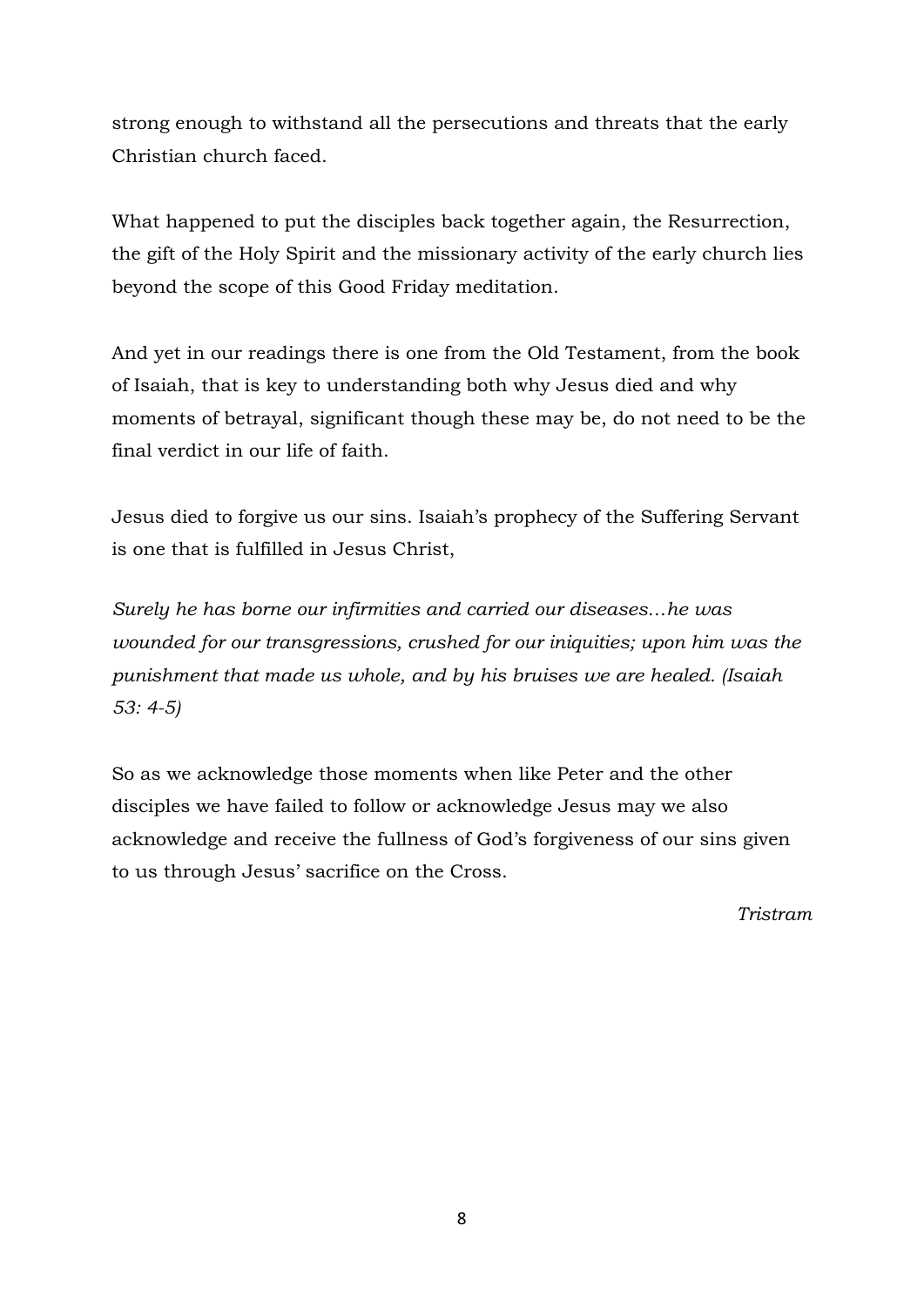strong enough to withstand all the persecutions and threats that the early Christian church faced.

What happened to put the disciples back together again, the Resurrection, the gift of the Holy Spirit and the missionary activity of the early church lies beyond the scope of this Good Friday meditation.

And yet in our readings there is one from the Old Testament, from the book of Isaiah, that is key to understanding both why Jesus died and why moments of betrayal, significant though these may be, do not need to be the final verdict in our life of faith.

Jesus died to forgive us our sins. Isaiah's prophecy of the Suffering Servant is one that is fulfilled in Jesus Christ,

*Surely he has borne our infirmities and carried our diseases…he was wounded for our transgressions, crushed for our iniquities; upon him was the punishment that made us whole, and by his bruises we are healed. (Isaiah 53: 4-5)*

So as we acknowledge those moments when like Peter and the other disciples we have failed to follow or acknowledge Jesus may we also acknowledge and receive the fullness of God's forgiveness of our sins given to us through Jesus' sacrifice on the Cross.

*Tristram*